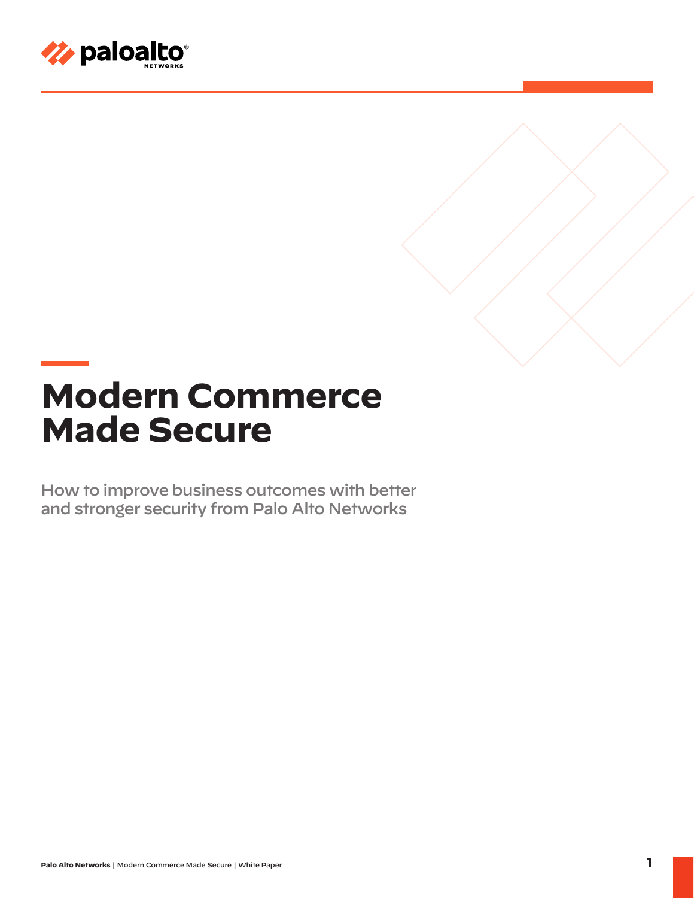# Modern Commerce Made Secure

How to improve business outcomes with better and stronger security from Palo Alto Networks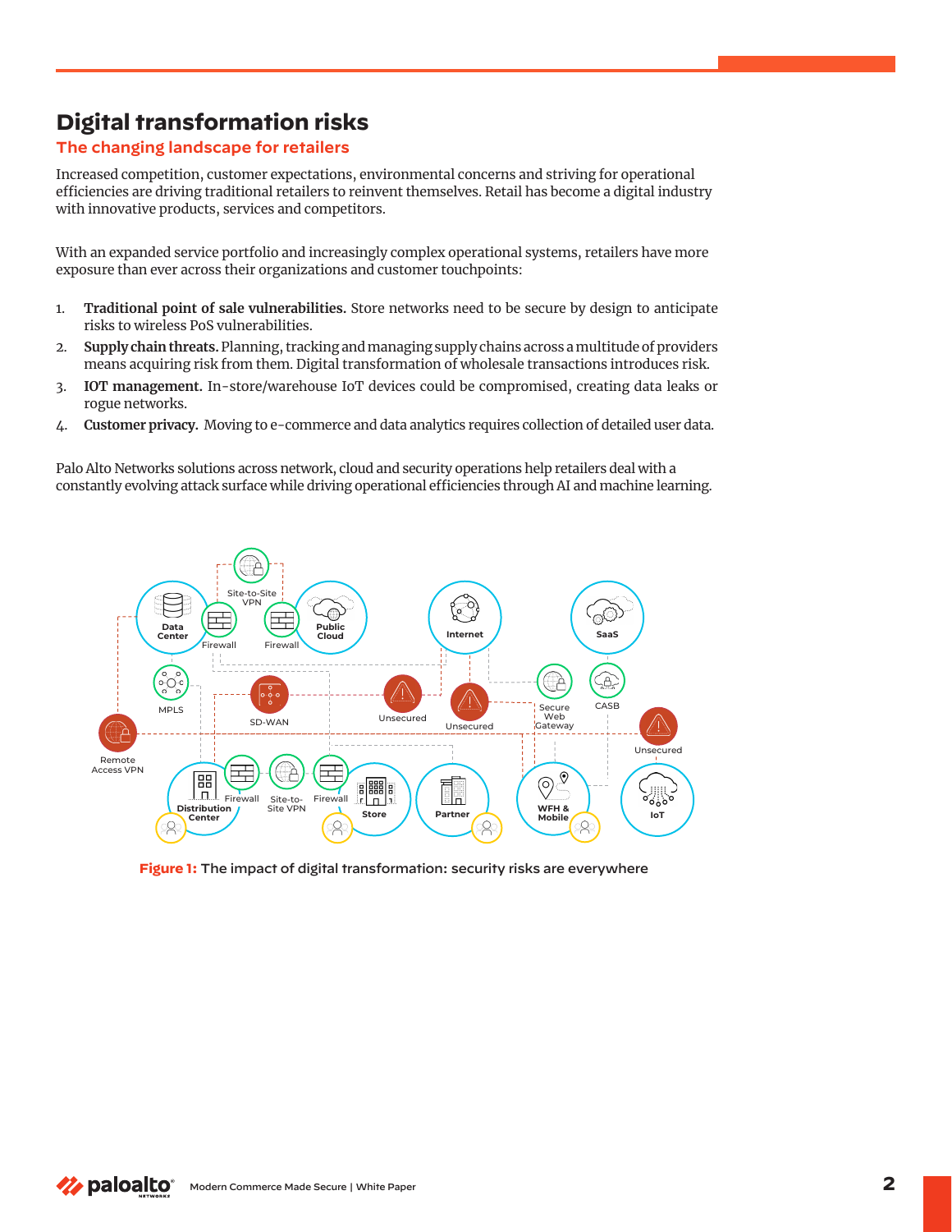# Digital transformation risks

## The changing landscape for retailers

Increased competition, customer expectations, environmental concerns and striving for operational efficiencies are driving traditional retailers to reinvent themselves. Retail has become a digital industry with innovative products, services and competitors.

With an expanded service portfolio and increasingly complex operational systems, retailers have more exposure than ever across their organizations and customer touchpoints:

1. **Traditional point of sale vulnerabilities.** Store networks need to be secure by design to anticipate risks to wireless PoS vulnerabilities.
2. **Supply chain threats.** Planning, tracking and managing supply chains across a multitude of providers means acquiring risk from them. Digital transformation of wholesale transactions introduces risk.
3. **IOT management.** In-store/warehouse IoT devices could be compromised, creating data leaks or rogue networks.
4. **Customer privacy.** Moving to e-commerce and data analytics requires collection of detailed user data.

Palo Alto Networks solutions across network, cloud and security operations help retailers deal with a constantly evolving attack surface while driving operational efficiencies through AI and machine learning.

**Figure 1:** The impact of digital transformation: security risks are everywhere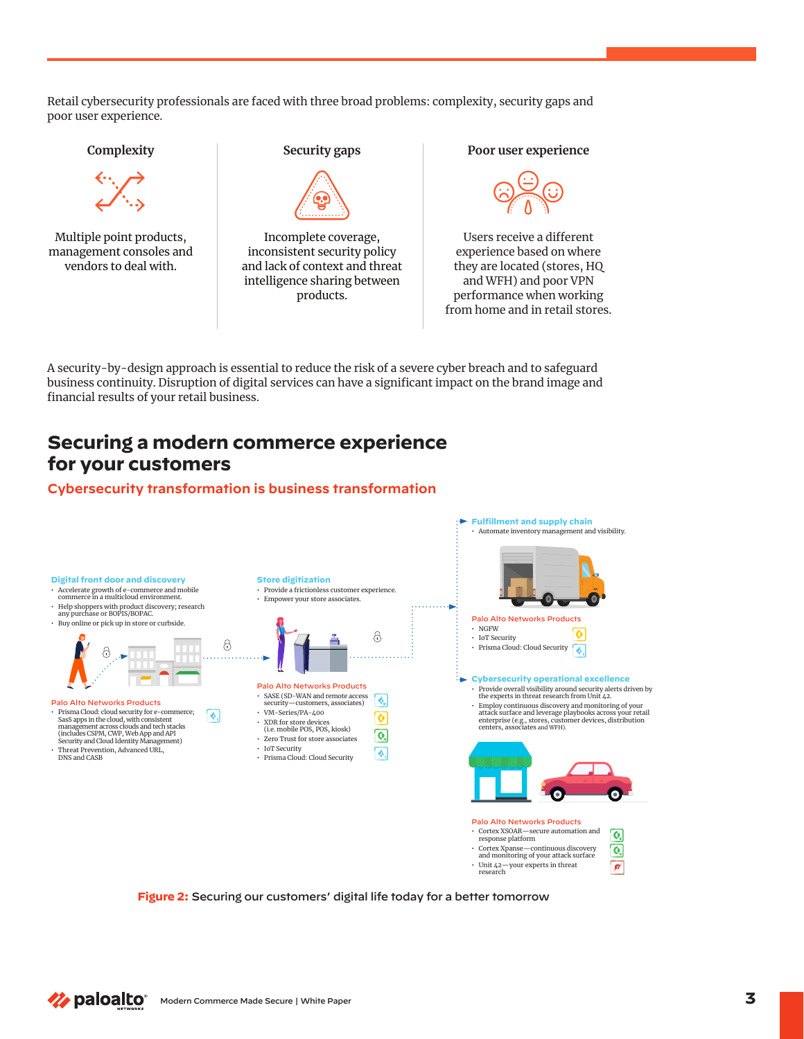Retail cybersecurity professionals are faced with three broad problems: complexity, security gaps and poor user experience.

### Complexity

Multiple point products, management consoles and vendors to deal with.

### Security gaps

Incomplete coverage, inconsistent security policy and lack of context and threat intelligence sharing between products.

### Poor user experience

Users receive a different experience based on where they are located (stores, HQ and WFH) and poor VPN performance when working from home and in retail stores.

A security-by-design approach is essential to reduce the risk of a severe cyber breach and to safeguard business continuity. Disruption of digital services can have a significant impact on the brand image and financial results of your retail business.

## Securing a modern commerce experience for your customers

### Cybersecurity transformation is business transformation

**Digital front door and discovery**

- Accelerate growth of e-commerce and mobile commerce in a multicloud environment.
- Help shoppers with product discovery; research any purchase or BOPIS/BOPAC.
- Buy online or pick up in store or curbside.

**Palo Alto Networks Products**

- Prisma Cloud: cloud security for e-commerce; SasS apps in the cloud, with consistent management across clouds and tech stacks (includes CSPM, CWP, Web App and API Security and Cloud Identity Management)
- Threat Prevention, Advanced URL, DNS and CASB

**Store digitization**

- Provide a frictionless customer experience.
- Empower your store associates.

**Palo Alto Networks Products**

- SASE (SD-WAN and remote access security—customers, associates)
- VM-Series/PA-400
- XDR for store devices (i.e. mobile POS, POS, kiosk)
- Zero Trust for store associates
- IoT Security
- Prisma Cloud: Cloud Security

**Fulfillment and supply chain**

- Automate inventory management and visibility.

**Palo Alto Networks Products**

- NGFW
- IoT Security
- Prisma Cloud: Cloud Security

**Cybersecurity operational excellence**

- Provide overall visibility around security alerts driven by the experts in threat research from Unit 42.
- Employ continuous discovery and monitoring of your attack surface and leverage playbooks across your retail enterprise (e.g., stores, customer devices, distribution centers, associates and WFH).

**Palo Alto Networks Products**

- Cortex XSOAR—secure automation and response platform
- Cortex Xpanse—continuous discovery and monitoring of your attack surface
- Unit 42—your experts in threat research

**Figure 2:** Securing our customers' digital life today for a better tomorrow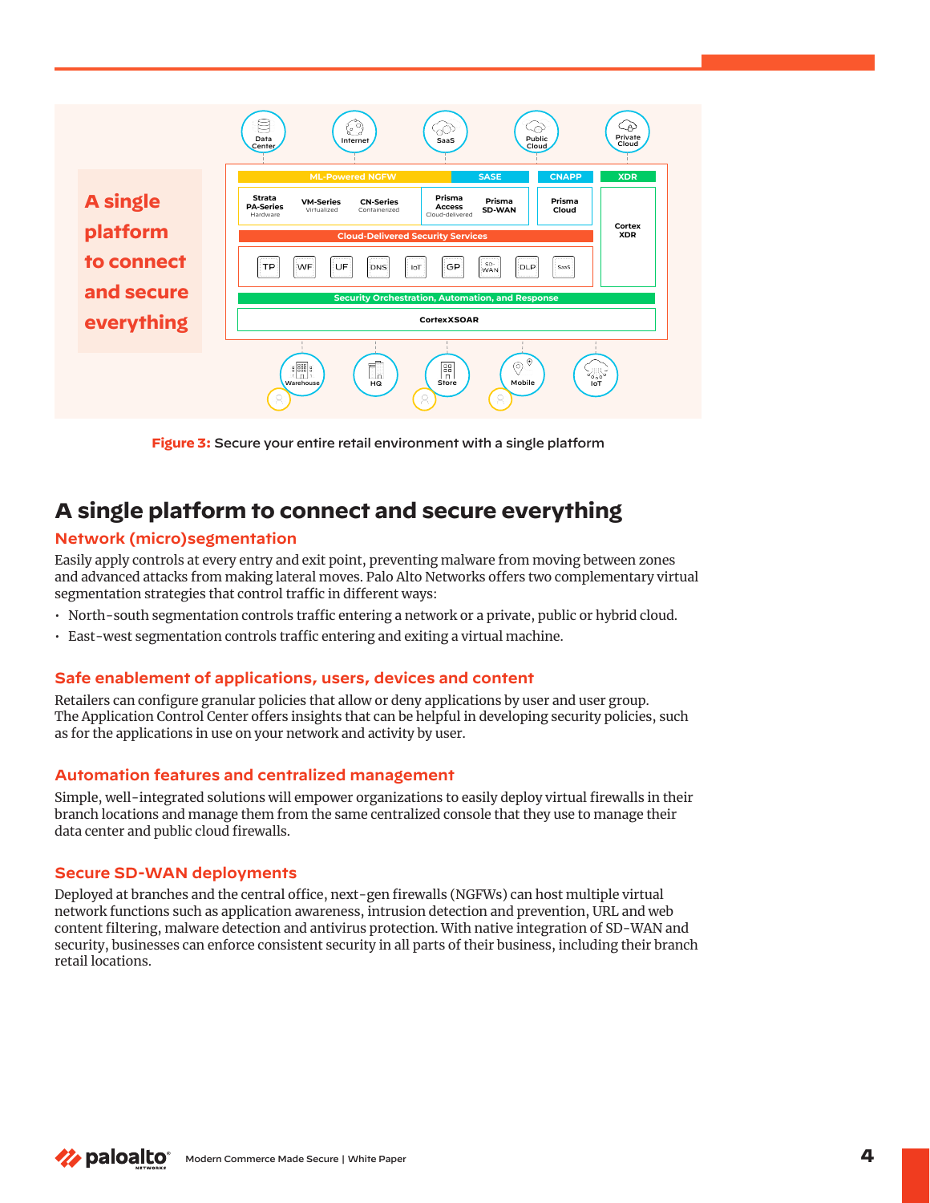**Figure 3:** Secure your entire retail environment with a single platform

# A single platform to connect and secure everything

## Network (micro)segmentation

Easily apply controls at every entry and exit point, preventing malware from moving between zones and advanced attacks from making lateral moves. Palo Alto Networks offers two complementary virtual segmentation strategies that control traffic in different ways:

- North-south segmentation controls traffic entering a network or a private, public or hybrid cloud.
- East-west segmentation controls traffic entering and exiting a virtual machine.

## Safe enablement of applications, users, devices and content

Retailers can configure granular policies that allow or deny applications by user and user group. The Application Control Center offers insights that can be helpful in developing security policies, such as for the applications in use on your network and activity by user.

## Automation features and centralized management

Simple, well-integrated solutions will empower organizations to easily deploy virtual firewalls in their branch locations and manage them from the same centralized console that they use to manage their data center and public cloud firewalls.

## Secure SD-WAN deployments

Deployed at branches and the central office, next-gen firewalls (NGFWs) can host multiple virtual network functions such as application awareness, intrusion detection and prevention, URL and web content filtering, malware detection and antivirus protection. With native integration of SD-WAN and security, businesses can enforce consistent security in all parts of their business, including their branch retail locations.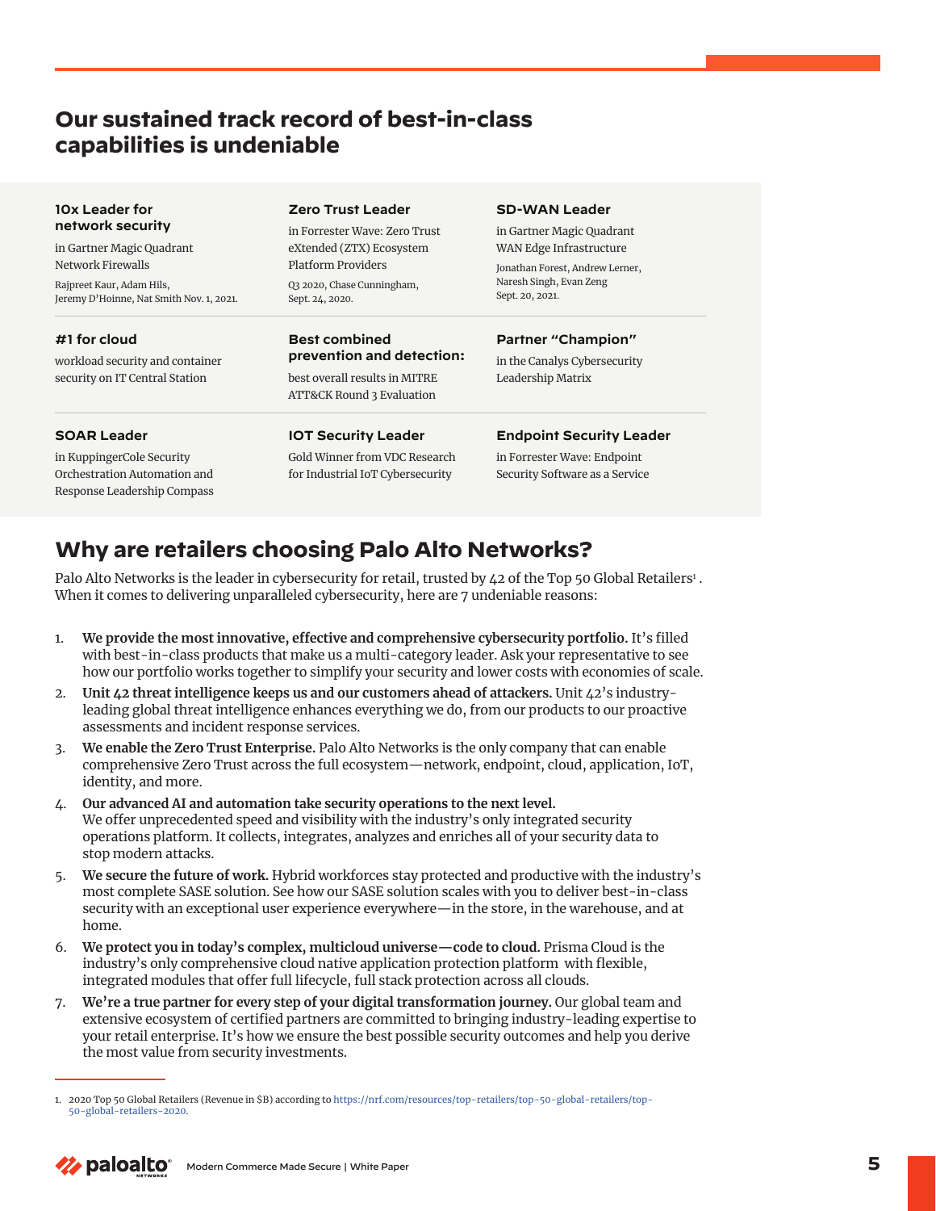## Our sustained track record of best-in-class capabilities is undeniable

**10x Leader for network security**

in Gartner Magic Quadrant Network Firewalls

Rajpreet Kaur, Adam Hils, Jeremy D'Hoinne, Nat Smith Nov. 1, 2021.

**Zero Trust Leader**

in Forrester Wave: Zero Trust eXtended (ZTX) Ecosystem Platform Providers

Q3 2020, Chase Cunningham, Sept. 24, 2020.

**SD-WAN Leader**

in Gartner Magic Quadrant WAN Edge Infrastructure

Jonathan Forest, Andrew Lerner, Naresh Singh, Evan Zeng Sept. 20, 2021.

**#1 for cloud**

workload security and container security on IT Central Station

**Best combined prevention and detection:**

best overall results in MITRE ATT&CK Round 3 Evaluation

**Partner "Champion"**

in the Canalys Cybersecurity Leadership Matrix

**SOAR Leader**

in KuppingerCole Security Orchestration Automation and Response Leadership Compass

**IOT Security Leader**

Gold Winner from VDC Research for Industrial IoT Cybersecurity

**Endpoint Security Leader**

in Forrester Wave: Endpoint Security Software as a Service

## Why are retailers choosing Palo Alto Networks?

Palo Alto Networks is the leader in cybersecurity for retail, trusted by 42 of the Top 50 Global Retailers[1]. When it comes to delivering unparalleled cybersecurity, here are 7 undeniable reasons:

1. **We provide the most innovative, effective and comprehensive cybersecurity portfolio.** It's filled with best-in-class products that make us a multi-category leader. Ask your representative to see how our portfolio works together to simplify your security and lower costs with economies of scale.
2. **Unit 42 threat intelligence keeps us and our customers ahead of attackers.** Unit 42's industry-leading global threat intelligence enhances everything we do, from our products to our proactive assessments and incident response services.
3. **We enable the Zero Trust Enterprise.** Palo Alto Networks is the only company that can enable comprehensive Zero Trust across the full ecosystem—network, endpoint, cloud, application, IoT, identity, and more.
4. **Our advanced AI and automation take security operations to the next level.** We offer unprecedented speed and visibility with the industry's only integrated security operations platform. It collects, integrates, analyzes and enriches all of your security data to stop modern attacks.
5. **We secure the future of work.** Hybrid workforces stay protected and productive with the industry's most complete SASE solution. See how our SASE solution scales with you to deliver best-in-class security with an exceptional user experience everywhere—in the store, in the warehouse, and at home.
6. **We protect you in today's complex, multicloud universe—code to cloud.** Prisma Cloud is the industry's only comprehensive cloud native application protection platform with flexible, integrated modules that offer full lifecycle, full stack protection across all clouds.
7. **We're a true partner for every step of your digital transformation journey.** Our global team and extensive ecosystem of certified partners are committed to bringing industry-leading expertise to your retail enterprise. It's how we ensure the best possible security outcomes and help you derive the most value from security investments.

---

1. 2020 Top 50 Global Retailers (Revenue in $B) according to https://nrf.com/resources/top-retailers/top-50-global-retailers/top-50-global-retailers-2020.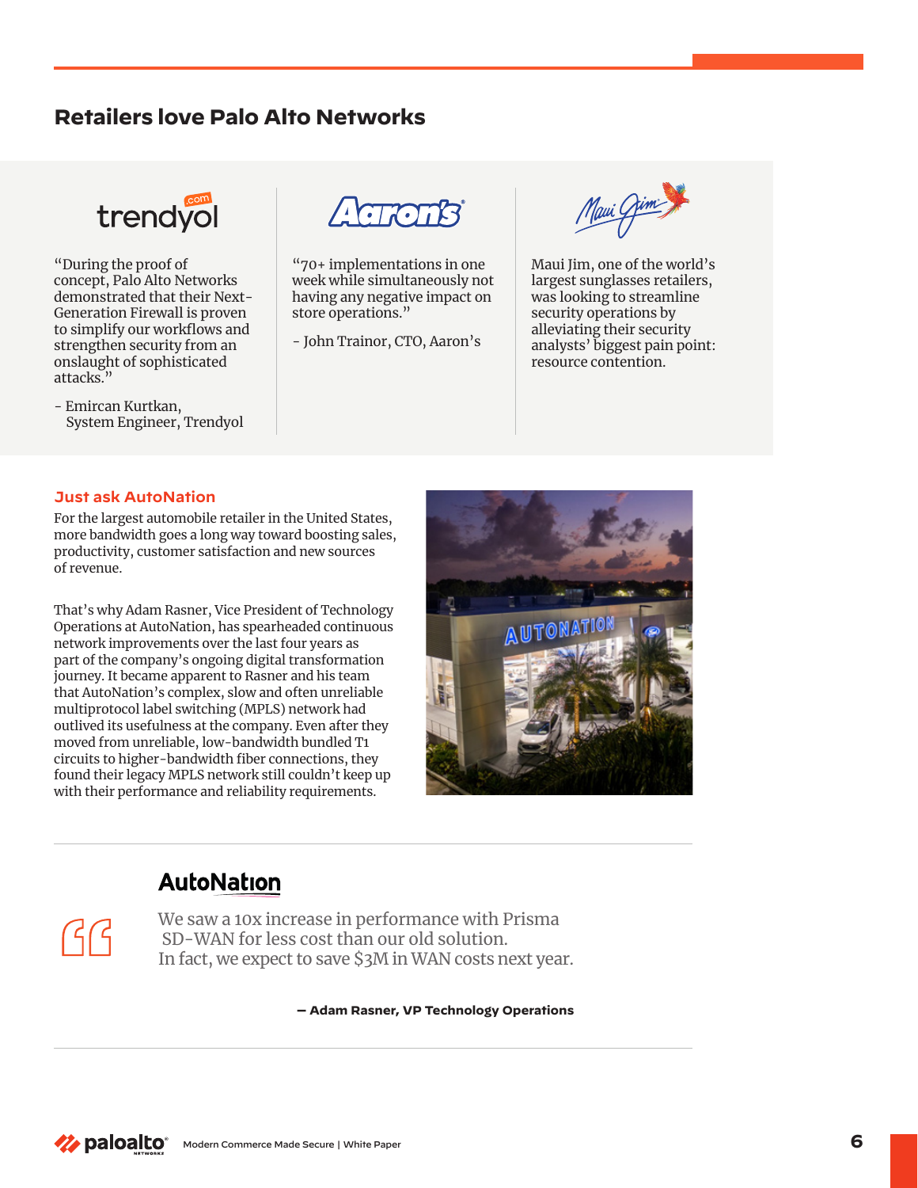## Retailers love Palo Alto Networks

trendyol

"During the proof of concept, Palo Alto Networks demonstrated that their Next-Generation Firewall is proven to simplify our workflows and strengthen security from an onslaught of sophisticated attacks."

- Emircan Kurtkan, System Engineer, Trendyol

Aaron's

"70+ implementations in one week while simultaneously not having any negative impact on store operations."

- John Trainor, CTO, Aaron's

Maui Jim

Maui Jim, one of the world's largest sunglasses retailers, was looking to streamline security operations by alleviating their security analysts' biggest pain point: resource contention.

### Just ask AutoNation

For the largest automobile retailer in the United States, more bandwidth goes a long way toward boosting sales, productivity, customer satisfaction and new sources of revenue.

That's why Adam Rasner, Vice President of Technology Operations at AutoNation, has spearheaded continuous network improvements over the last four years as part of the company's ongoing digital transformation journey. It became apparent to Rasner and his team that AutoNation's complex, slow and often unreliable multiprotocol label switching (MPLS) network had outlived its usefulness at the company. Even after they moved from unreliable, low-bandwidth bundled T1 circuits to higher-bandwidth fiber connections, they found their legacy MPLS network still couldn't keep up with their performance and reliability requirements.

AutoNation

> We saw a 10x increase in performance with Prisma SD-WAN for less cost than our old solution. In fact, we expect to save $3M in WAN costs next year.

**— Adam Rasner, VP Technology Operations**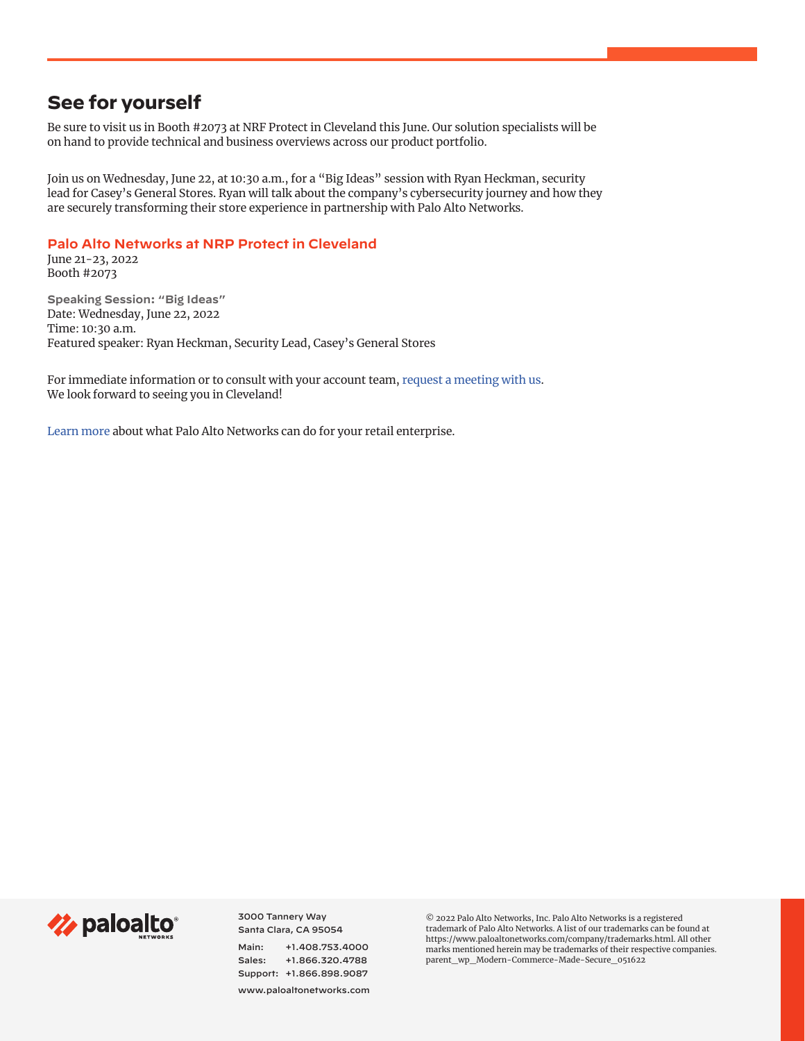## See for yourself

Be sure to visit us in Booth #2073 at NRF Protect in Cleveland this June. Our solution specialists will be on hand to provide technical and business overviews across our product portfolio.

Join us on Wednesday, June 22, at 10:30 a.m., for a "Big Ideas" session with Ryan Heckman, security lead for Casey's General Stores. Ryan will talk about the company's cybersecurity journey and how they are securely transforming their store experience in partnership with Palo Alto Networks.

**Palo Alto Networks at NRP Protect in Cleveland**
June 21–23, 2022
Booth #2073

**Speaking Session: "Big Ideas"**
Date: Wednesday, June 22, 2022
Time: 10:30 a.m.
Featured speaker: Ryan Heckman, Security Lead, Casey's General Stores

For immediate information or to consult with your account team, request a meeting with us.
We look forward to seeing you in Cleveland!

Learn more about what Palo Alto Networks can do for your retail enterprise.

3000 Tannery Way
Santa Clara, CA 95054

Main: +1.408.753.4000
Sales: +1.866.320.4788
Support: +1.866.898.9087

www.paloaltonetworks.com

© 2022 Palo Alto Networks, Inc. Palo Alto Networks is a registered trademark of Palo Alto Networks. A list of our trademarks can be found at https://www.paloaltonetworks.com/company/trademarks.html. All other marks mentioned herein may be trademarks of their respective companies.
parent_wp_Modern-Commerce-Made-Secure_051622